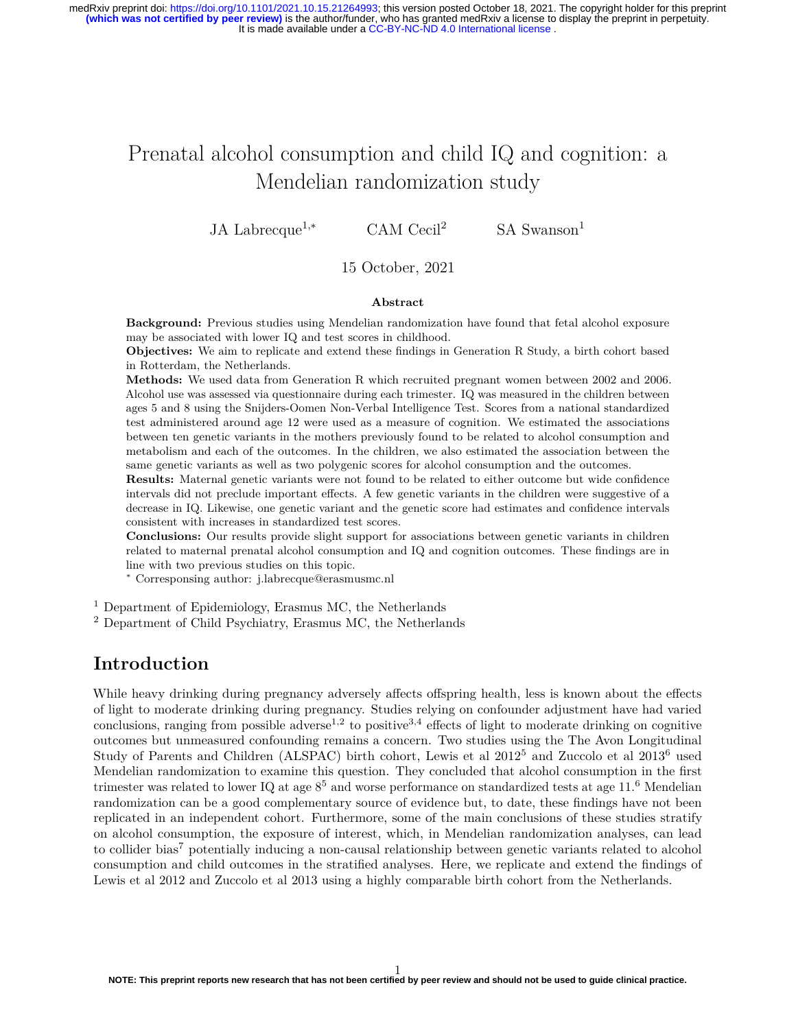# Prenatal alcohol consumption and child IQ and cognition: a Mendelian randomization study

JA Labrecque[1,*] CAM Cecil[2] SA Swanson[1]

15 October, 2021

## Abstract

**Background:** Previous studies using Mendelian randomization have found that fetal alcohol exposure may be associated with lower IQ and test scores in childhood.

**Objectives:** We aim to replicate and extend these findings in Generation R Study, a birth cohort based in Rotterdam, the Netherlands.

**Methods:** We used data from Generation R which recruited pregnant women between 2002 and 2006. Alcohol use was assessed via questionnaire during each trimester. IQ was measured in the children between ages 5 and 8 using the Snijders-Oomen Non-Verbal Intelligence Test. Scores from a national standardized test administered around age 12 were used as a measure of cognition. We estimated the associations between ten genetic variants in the mothers previously found to be related to alcohol consumption and metabolism and each of the outcomes. In the children, we also estimated the association between the same genetic variants as well as two polygenic scores for alcohol consumption and the outcomes.

**Results:** Maternal genetic variants were not found to be related to either outcome but wide confidence intervals did not preclude important effects. A few genetic variants in the children were suggestive of a decrease in IQ. Likewise, one genetic variant and the genetic score had estimates and confidence intervals consistent with increases in standardized test scores.

**Conclusions:** Our results provide slight support for associations between genetic variants in children related to maternal prenatal alcohol consumption and IQ and cognition outcomes. These findings are in line with two previous studies on this topic.

[*] Corresponsing author: j.labrecque@erasmusmc.nl

[1] Department of Epidemiology, Erasmus MC, the Netherlands

[2] Department of Child Psychiatry, Erasmus MC, the Netherlands

## Introduction

While heavy drinking during pregnancy adversely affects offspring health, less is known about the effects of light to moderate drinking during pregnancy. Studies relying on confounder adjustment have had varied conclusions, ranging from possible adverse[1,2] to positive[3,4] effects of light to moderate drinking on cognitive outcomes but unmeasured confounding remains a concern. Two studies using the The Avon Longitudinal Study of Parents and Children (ALSPAC) birth cohort, Lewis et al 2012[5] and Zuccolo et al 2013[6] used Mendelian randomization to examine this question. They concluded that alcohol consumption in the first trimester was related to lower IQ at age 8[5] and worse performance on standardized tests at age 11.[6] Mendelian randomization can be a good complementary source of evidence but, to date, these findings have not been replicated in an independent cohort. Furthermore, some of the main conclusions of these studies stratify on alcohol consumption, the exposure of interest, which, in Mendelian randomization analyses, can lead to collider bias[7] potentially inducing a non-causal relationship between genetic variants related to alcohol consumption and child outcomes in the stratified analyses. Here, we replicate and extend the findings of Lewis et al 2012 and Zuccolo et al 2013 using a highly comparable birth cohort from the Netherlands.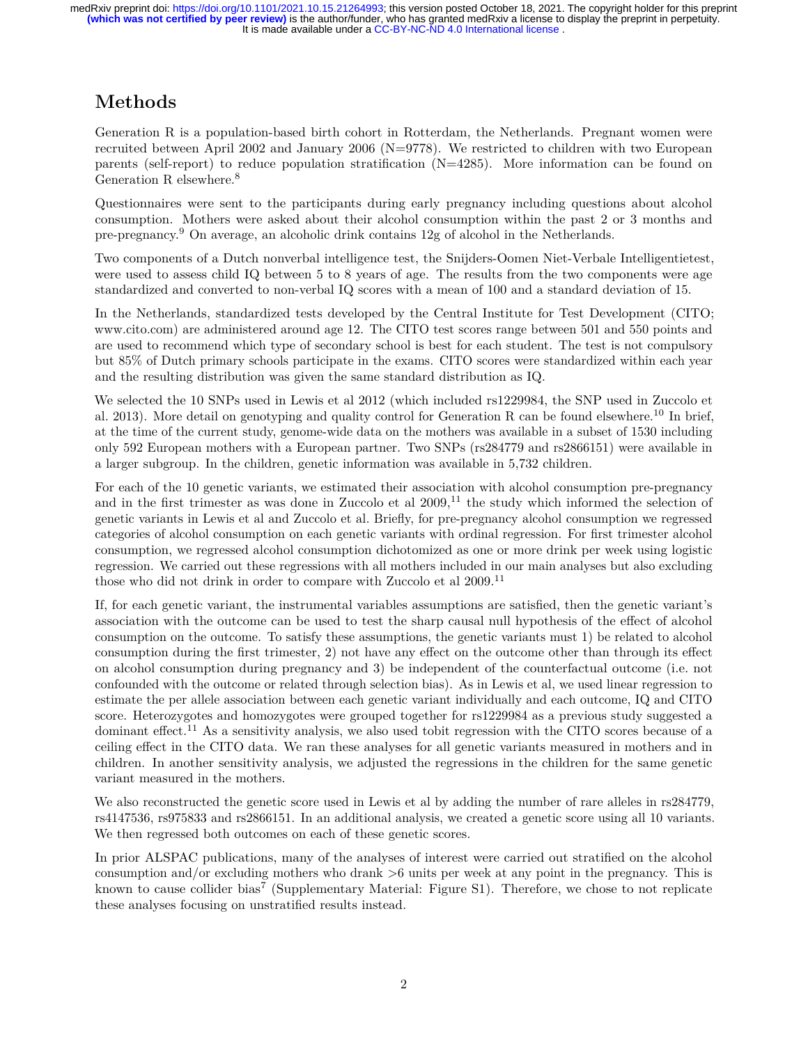# Methods

Generation R is a population-based birth cohort in Rotterdam, the Netherlands. Pregnant women were recruited between April 2002 and January 2006 (N=9778). We restricted to children with two European parents (self-report) to reduce population stratification (N=4285). More information can be found on Generation R elsewhere.[8]

Questionnaires were sent to the participants during early pregnancy including questions about alcohol consumption. Mothers were asked about their alcohol consumption within the past 2 or 3 months and pre-pregnancy.[9] On average, an alcoholic drink contains 12g of alcohol in the Netherlands.

Two components of a Dutch nonverbal intelligence test, the Snijders-Oomen Niet-Verbale Intelligentietest, were used to assess child IQ between 5 to 8 years of age. The results from the two components were age standardized and converted to non-verbal IQ scores with a mean of 100 and a standard deviation of 15.

In the Netherlands, standardized tests developed by the Central Institute for Test Development (CITO; www.cito.com) are administered around age 12. The CITO test scores range between 501 and 550 points and are used to recommend which type of secondary school is best for each student. The test is not compulsory but 85% of Dutch primary schools participate in the exams. CITO scores were standardized within each year and the resulting distribution was given the same standard distribution as IQ.

We selected the 10 SNPs used in Lewis et al 2012 (which included rs1229984, the SNP used in Zuccolo et al. 2013). More detail on genotyping and quality control for Generation R can be found elsewhere.[10] In brief, at the time of the current study, genome-wide data on the mothers was available in a subset of 1530 including only 592 European mothers with a European partner. Two SNPs (rs284779 and rs2866151) were available in a larger subgroup. In the children, genetic information was available in 5,732 children.

For each of the 10 genetic variants, we estimated their association with alcohol consumption pre-pregnancy and in the first trimester as was done in Zuccolo et al 2009,[11] the study which informed the selection of genetic variants in Lewis et al and Zuccolo et al. Briefly, for pre-pregnancy alcohol consumption we regressed categories of alcohol consumption on each genetic variants with ordinal regression. For first trimester alcohol consumption, we regressed alcohol consumption dichotomized as one or more drink per week using logistic regression. We carried out these regressions with all mothers included in our main analyses but also excluding those who did not drink in order to compare with Zuccolo et al 2009.[11]

If, for each genetic variant, the instrumental variables assumptions are satisfied, then the genetic variant's association with the outcome can be used to test the sharp causal null hypothesis of the effect of alcohol consumption on the outcome. To satisfy these assumptions, the genetic variants must 1) be related to alcohol consumption during the first trimester, 2) not have any effect on the outcome other than through its effect on alcohol consumption during pregnancy and 3) be independent of the counterfactual outcome (i.e. not confounded with the outcome or related through selection bias). As in Lewis et al, we used linear regression to estimate the per allele association between each genetic variant individually and each outcome, IQ and CITO score. Heterozygotes and homozygotes were grouped together for rs1229984 as a previous study suggested a dominant effect.[11] As a sensitivity analysis, we also used tobit regression with the CITO scores because of a ceiling effect in the CITO data. We ran these analyses for all genetic variants measured in mothers and in children. In another sensitivity analysis, we adjusted the regressions in the children for the same genetic variant measured in the mothers.

We also reconstructed the genetic score used in Lewis et al by adding the number of rare alleles in rs284779, rs4147536, rs975833 and rs2866151. In an additional analysis, we created a genetic score using all 10 variants. We then regressed both outcomes on each of these genetic scores.

In prior ALSPAC publications, many of the analyses of interest were carried out stratified on the alcohol consumption and/or excluding mothers who drank >6 units per week at any point in the pregnancy. This is known to cause collider bias[7] (Supplementary Material: Figure S1). Therefore, we chose to not replicate these analyses focusing on unstratified results instead.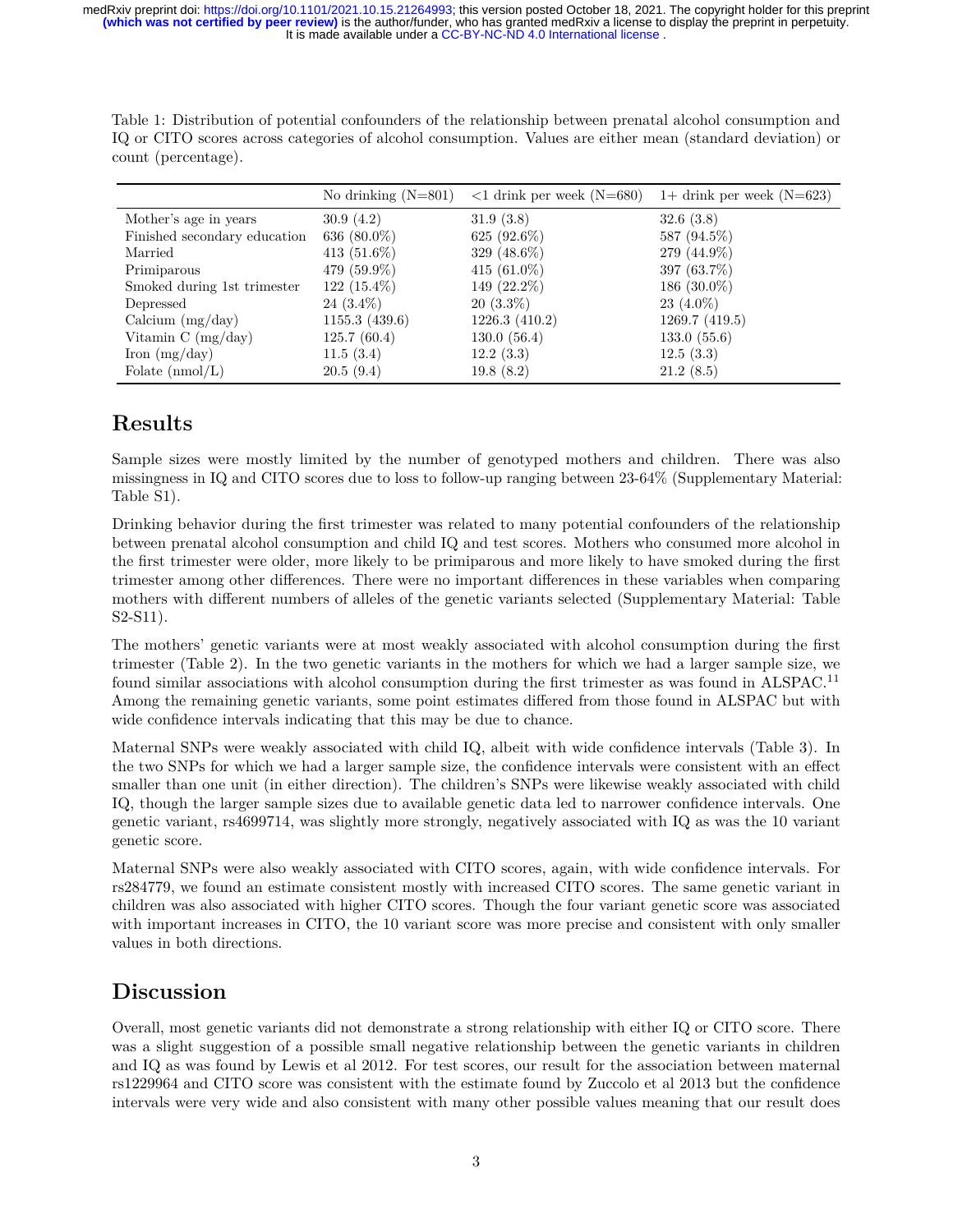Table 1: Distribution of potential confounders of the relationship between prenatal alcohol consumption and IQ or CITO scores across categories of alcohol consumption. Values are either mean (standard deviation) or count (percentage).

| | No drinking (N=801) | <1 drink per week (N=680) | 1+ drink per week (N=623) |
|---|---|---|---|
| Mother's age in years | 30.9 (4.2) | 31.9 (3.8) | 32.6 (3.8) |
| Finished secondary education | 636 (80.0%) | 625 (92.6%) | 587 (94.5%) |
| Married | 413 (51.6%) | 329 (48.6%) | 279 (44.9%) |
| Primiparous | 479 (59.9%) | 415 (61.0%) | 397 (63.7%) |
| Smoked during 1st trimester | 122 (15.4%) | 149 (22.2%) | 186 (30.0%) |
| Depressed | 24 (3.4%) | 20 (3.3%) | 23 (4.0%) |
| Calcium (mg/day) | 1155.3 (439.6) | 1226.3 (410.2) | 1269.7 (419.5) |
| Vitamin C (mg/day) | 125.7 (60.4) | 130.0 (56.4) | 133.0 (55.6) |
| Iron (mg/day) | 11.5 (3.4) | 12.2 (3.3) | 12.5 (3.3) |
| Folate (nmol/L) | 20.5 (9.4) | 19.8 (8.2) | 21.2 (8.5) |

## Results

Sample sizes were mostly limited by the number of genotyped mothers and children. There was also missingness in IQ and CITO scores due to loss to follow-up ranging between 23-64% (Supplementary Material: Table S1).

Drinking behavior during the first trimester was related to many potential confounders of the relationship between prenatal alcohol consumption and child IQ and test scores. Mothers who consumed more alcohol in the first trimester were older, more likely to be primiparous and more likely to have smoked during the first trimester among other differences. There were no important differences in these variables when comparing mothers with different numbers of alleles of the genetic variants selected (Supplementary Material: Table S2-S11).

The mothers' genetic variants were at most weakly associated with alcohol consumption during the first trimester (Table 2). In the two genetic variants in the mothers for which we had a larger sample size, we found similar associations with alcohol consumption during the first trimester as was found in ALSPAC.[11] Among the remaining genetic variants, some point estimates differed from those found in ALSPAC but with wide confidence intervals indicating that this may be due to chance.

Maternal SNPs were weakly associated with child IQ, albeit with wide confidence intervals (Table 3). In the two SNPs for which we had a larger sample size, the confidence intervals were consistent with an effect smaller than one unit (in either direction). The children's SNPs were likewise weakly associated with child IQ, though the larger sample sizes due to available genetic data led to narrower confidence intervals. One genetic variant, rs4699714, was slightly more strongly, negatively associated with IQ as was the 10 variant genetic score.

Maternal SNPs were also weakly associated with CITO scores, again, with wide confidence intervals. For rs284779, we found an estimate consistent mostly with increased CITO scores. The same genetic variant in children was also associated with higher CITO scores. Though the four variant genetic score was associated with important increases in CITO, the 10 variant score was more precise and consistent with only smaller values in both directions.

## Discussion

Overall, most genetic variants did not demonstrate a strong relationship with either IQ or CITO score. There was a slight suggestion of a possible small negative relationship between the genetic variants in children and IQ as was found by Lewis et al 2012. For test scores, our result for the association between maternal rs1229964 and CITO score was consistent with the estimate found by Zuccolo et al 2013 but the confidence intervals were very wide and also consistent with many other possible values meaning that our result does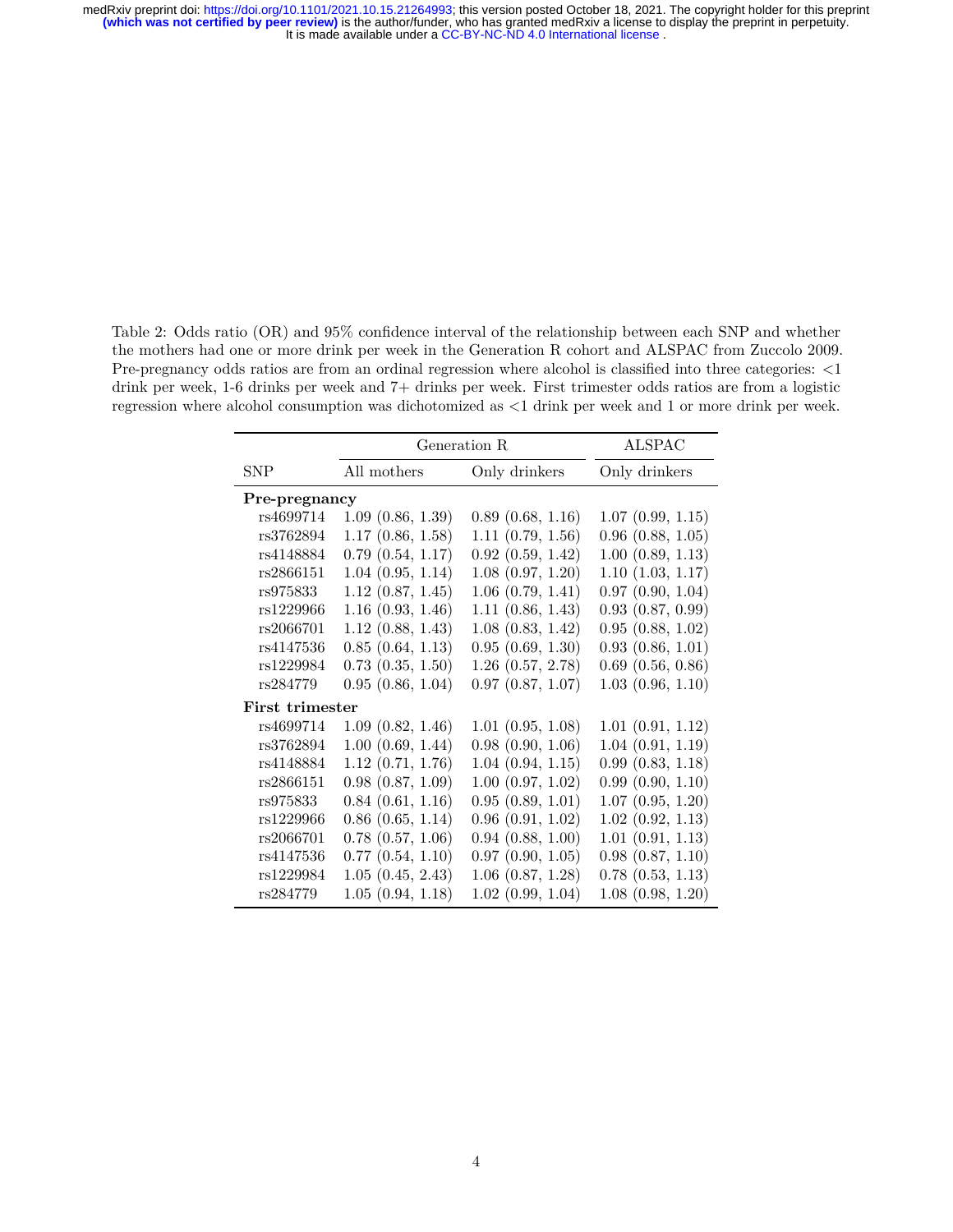Table 2: Odds ratio (OR) and 95% confidence interval of the relationship between each SNP and whether the mothers had one or more drink per week in the Generation R cohort and ALSPAC from Zuccolo 2009. Pre-pregnancy odds ratios are from an ordinal regression where alcohol is classified into three categories: <1 drink per week, 1-6 drinks per week and 7+ drinks per week. First trimester odds ratios are from a logistic regression where alcohol consumption was dichotomized as <1 drink per week and 1 or more drink per week.

| | Generation R | | ALSPAC |
|---|---|---|---|
| SNP | All mothers | Only drinkers | Only drinkers |
| **Pre-pregnancy** | | | |
| rs4699714 | 1.09 (0.86, 1.39) | 0.89 (0.68, 1.16) | 1.07 (0.99, 1.15) |
| rs3762894 | 1.17 (0.86, 1.58) | 1.11 (0.79, 1.56) | 0.96 (0.88, 1.05) |
| rs4148884 | 0.79 (0.54, 1.17) | 0.92 (0.59, 1.42) | 1.00 (0.89, 1.13) |
| rs2866151 | 1.04 (0.95, 1.14) | 1.08 (0.97, 1.20) | 1.10 (1.03, 1.17) |
| rs975833 | 1.12 (0.87, 1.45) | 1.06 (0.79, 1.41) | 0.97 (0.90, 1.04) |
| rs1229966 | 1.16 (0.93, 1.46) | 1.11 (0.86, 1.43) | 0.93 (0.87, 0.99) |
| rs2066701 | 1.12 (0.88, 1.43) | 1.08 (0.83, 1.42) | 0.95 (0.88, 1.02) |
| rs4147536 | 0.85 (0.64, 1.13) | 0.95 (0.69, 1.30) | 0.93 (0.86, 1.01) |
| rs1229984 | 0.73 (0.35, 1.50) | 1.26 (0.57, 2.78) | 0.69 (0.56, 0.86) |
| rs284779 | 0.95 (0.86, 1.04) | 0.97 (0.87, 1.07) | 1.03 (0.96, 1.10) |
| **First trimester** | | | |
| rs4699714 | 1.09 (0.82, 1.46) | 1.01 (0.95, 1.08) | 1.01 (0.91, 1.12) |
| rs3762894 | 1.00 (0.69, 1.44) | 0.98 (0.90, 1.06) | 1.04 (0.91, 1.19) |
| rs4148884 | 1.12 (0.71, 1.76) | 1.04 (0.94, 1.15) | 0.99 (0.83, 1.18) |
| rs2866151 | 0.98 (0.87, 1.09) | 1.00 (0.97, 1.02) | 0.99 (0.90, 1.10) |
| rs975833 | 0.84 (0.61, 1.16) | 0.95 (0.89, 1.01) | 1.07 (0.95, 1.20) |
| rs1229966 | 0.86 (0.65, 1.14) | 0.96 (0.91, 1.02) | 1.02 (0.92, 1.13) |
| rs2066701 | 0.78 (0.57, 1.06) | 0.94 (0.88, 1.00) | 1.01 (0.91, 1.13) |
| rs4147536 | 0.77 (0.54, 1.10) | 0.97 (0.90, 1.05) | 0.98 (0.87, 1.10) |
| rs1229984 | 1.05 (0.45, 2.43) | 1.06 (0.87, 1.28) | 0.78 (0.53, 1.13) |
| rs284779 | 1.05 (0.94, 1.18) | 1.02 (0.99, 1.04) | 1.08 (0.98, 1.20) |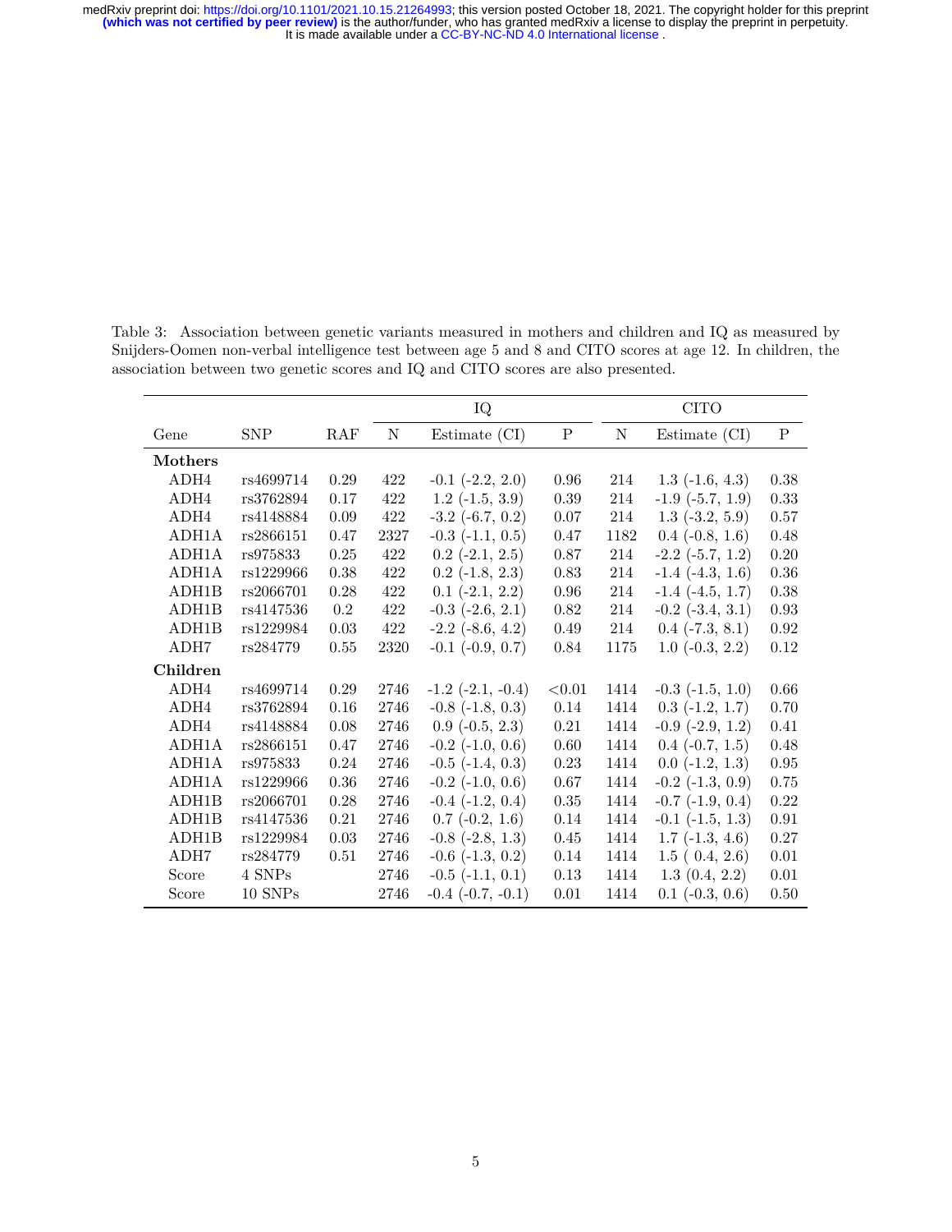Table 3: Association between genetic variants measured in mothers and children and IQ as measured by Snijders-Oomen non-verbal intelligence test between age 5 and 8 and CITO scores at age 12. In children, the association between two genetic scores and IQ and CITO scores are also presented.

| | | | IQ | | | CITO | | |
|---|---|---|---|---|---|---|---|---|
| Gene | SNP | RAF | N | Estimate (CI) | P | N | Estimate (CI) | P |
| **Mothers** | | | | | | | | |
| ADH4 | rs4699714 | 0.29 | 422 | -0.1 (-2.2, 2.0) | 0.96 | 214 | 1.3 (-1.6, 4.3) | 0.38 |
| ADH4 | rs3762894 | 0.17 | 422 | 1.2 (-1.5, 3.9) | 0.39 | 214 | -1.9 (-5.7, 1.9) | 0.33 |
| ADH4 | rs4148884 | 0.09 | 422 | -3.2 (-6.7, 0.2) | 0.07 | 214 | 1.3 (-3.2, 5.9) | 0.57 |
| ADH1A | rs2866151 | 0.47 | 2327 | -0.3 (-1.1, 0.5) | 0.47 | 1182 | 0.4 (-0.8, 1.6) | 0.48 |
| ADH1A | rs975833 | 0.25 | 422 | 0.2 (-2.1, 2.5) | 0.87 | 214 | -2.2 (-5.7, 1.2) | 0.20 |
| ADH1A | rs1229966 | 0.38 | 422 | 0.2 (-1.8, 2.3) | 0.83 | 214 | -1.4 (-4.3, 1.6) | 0.36 |
| ADH1B | rs2066701 | 0.28 | 422 | 0.1 (-2.1, 2.2) | 0.96 | 214 | -1.4 (-4.5, 1.7) | 0.38 |
| ADH1B | rs4147536 | 0.2 | 422 | -0.3 (-2.6, 2.1) | 0.82 | 214 | -0.2 (-3.4, 3.1) | 0.93 |
| ADH1B | rs1229984 | 0.03 | 422 | -2.2 (-8.6, 4.2) | 0.49 | 214 | 0.4 (-7.3, 8.1) | 0.92 |
| ADH7 | rs284779 | 0.55 | 2320 | -0.1 (-0.9, 0.7) | 0.84 | 1175 | 1.0 (-0.3, 2.2) | 0.12 |
| **Children** | | | | | | | | |
| ADH4 | rs4699714 | 0.29 | 2746 | -1.2 (-2.1, -0.4) | <0.01 | 1414 | -0.3 (-1.5, 1.0) | 0.66 |
| ADH4 | rs3762894 | 0.16 | 2746 | -0.8 (-1.8, 0.3) | 0.14 | 1414 | 0.3 (-1.2, 1.7) | 0.70 |
| ADH4 | rs4148884 | 0.08 | 2746 | 0.9 (-0.5, 2.3) | 0.21 | 1414 | -0.9 (-2.9, 1.2) | 0.41 |
| ADH1A | rs2866151 | 0.47 | 2746 | -0.2 (-1.0, 0.6) | 0.60 | 1414 | 0.4 (-0.7, 1.5) | 0.48 |
| ADH1A | rs975833 | 0.24 | 2746 | -0.5 (-1.4, 0.3) | 0.23 | 1414 | 0.0 (-1.2, 1.3) | 0.95 |
| ADH1A | rs1229966 | 0.36 | 2746 | -0.2 (-1.0, 0.6) | 0.67 | 1414 | -0.2 (-1.3, 0.9) | 0.75 |
| ADH1B | rs2066701 | 0.28 | 2746 | -0.4 (-1.2, 0.4) | 0.35 | 1414 | -0.7 (-1.9, 0.4) | 0.22 |
| ADH1B | rs4147536 | 0.21 | 2746 | 0.7 (-0.2, 1.6) | 0.14 | 1414 | -0.1 (-1.5, 1.3) | 0.91 |
| ADH1B | rs1229984 | 0.03 | 2746 | -0.8 (-2.8, 1.3) | 0.45 | 1414 | 1.7 (-1.3, 4.6) | 0.27 |
| ADH7 | rs284779 | 0.51 | 2746 | -0.6 (-1.3, 0.2) | 0.14 | 1414 | 1.5 ( 0.4, 2.6) | 0.01 |
| Score | 4 SNPs | | 2746 | -0.5 (-1.1, 0.1) | 0.13 | 1414 | 1.3 (0.4, 2.2) | 0.01 |
| Score | 10 SNPs | | 2746 | -0.4 (-0.7, -0.1) | 0.01 | 1414 | 0.1 (-0.3, 0.6) | 0.50 |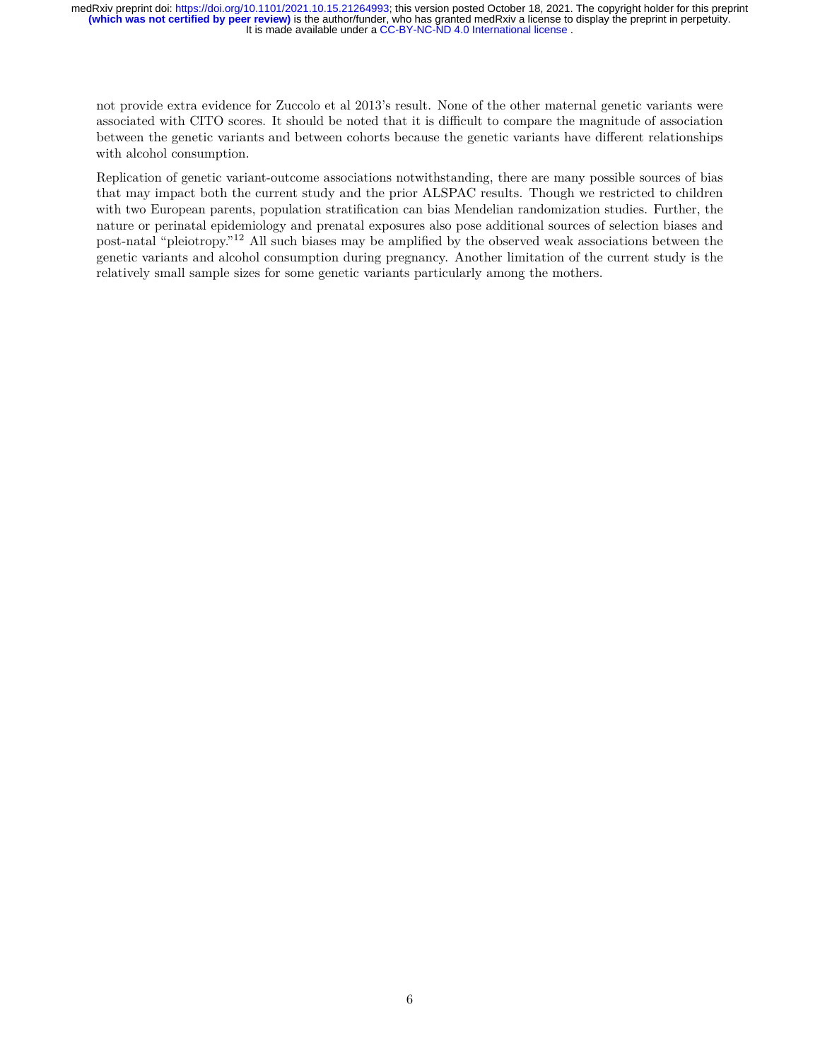not provide extra evidence for Zuccolo et al 2013's result. None of the other maternal genetic variants were associated with CITO scores. It should be noted that it is difficult to compare the magnitude of association between the genetic variants and between cohorts because the genetic variants have different relationships with alcohol consumption.

Replication of genetic variant-outcome associations notwithstanding, there are many possible sources of bias that may impact both the current study and the prior ALSPAC results. Though we restricted to children with two European parents, population stratification can bias Mendelian randomization studies. Further, the nature or perinatal epidemiology and prenatal exposures also pose additional sources of selection biases and post-natal "pleiotropy."[12] All such biases may be amplified by the observed weak associations between the genetic variants and alcohol consumption during pregnancy. Another limitation of the current study is the relatively small sample sizes for some genetic variants particularly among the mothers.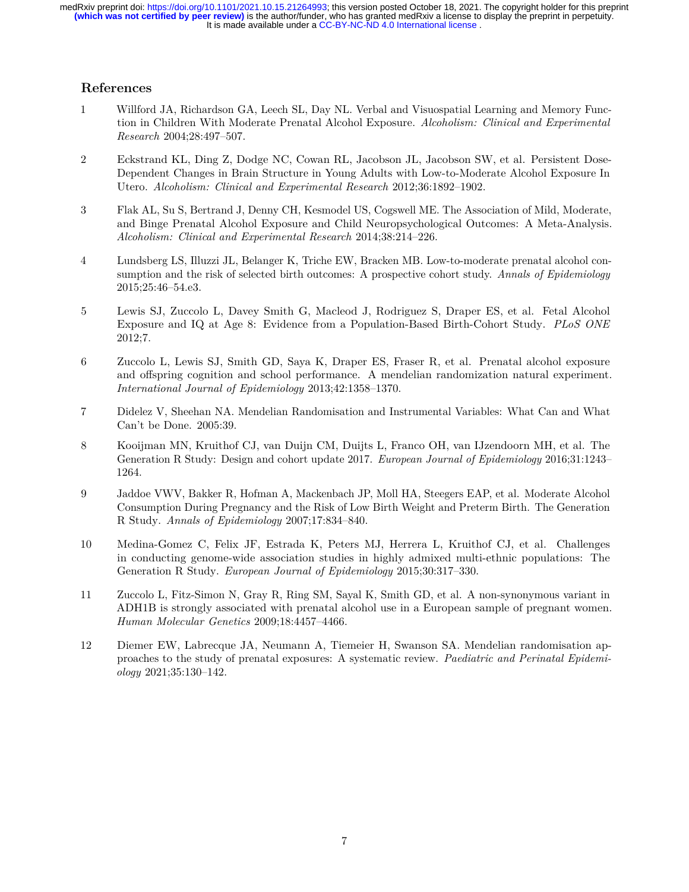## References

1. Willford JA, Richardson GA, Leech SL, Day NL. Verbal and Visuospatial Learning and Memory Function in Children With Moderate Prenatal Alcohol Exposure. *Alcoholism: Clinical and Experimental Research* 2004;28:497–507.

2. Eckstrand KL, Ding Z, Dodge NC, Cowan RL, Jacobson JL, Jacobson SW, et al. Persistent Dose-Dependent Changes in Brain Structure in Young Adults with Low-to-Moderate Alcohol Exposure In Utero. *Alcoholism: Clinical and Experimental Research* 2012;36:1892–1902.

3. Flak AL, Su S, Bertrand J, Denny CH, Kesmodel US, Cogswell ME. The Association of Mild, Moderate, and Binge Prenatal Alcohol Exposure and Child Neuropsychological Outcomes: A Meta-Analysis. *Alcoholism: Clinical and Experimental Research* 2014;38:214–226.

4. Lundsberg LS, Illuzzi JL, Belanger K, Triche EW, Bracken MB. Low-to-moderate prenatal alcohol consumption and the risk of selected birth outcomes: A prospective cohort study. *Annals of Epidemiology* 2015;25:46–54.e3.

5. Lewis SJ, Zuccolo L, Davey Smith G, Macleod J, Rodriguez S, Draper ES, et al. Fetal Alcohol Exposure and IQ at Age 8: Evidence from a Population-Based Birth-Cohort Study. *PLoS ONE* 2012;7.

6. Zuccolo L, Lewis SJ, Smith GD, Saya K, Draper ES, Fraser R, et al. Prenatal alcohol exposure and offspring cognition and school performance. A mendelian randomization natural experiment. *International Journal of Epidemiology* 2013;42:1358–1370.

7. Didelez V, Sheehan NA. Mendelian Randomisation and Instrumental Variables: What Can and What Can't be Done. 2005:39.

8. Kooijman MN, Kruithof CJ, van Duijn CM, Duijts L, Franco OH, van IJzendoorn MH, et al. The Generation R Study: Design and cohort update 2017. *European Journal of Epidemiology* 2016;31:1243–1264.

9. Jaddoe VWV, Bakker R, Hofman A, Mackenbach JP, Moll HA, Steegers EAP, et al. Moderate Alcohol Consumption During Pregnancy and the Risk of Low Birth Weight and Preterm Birth. The Generation R Study. *Annals of Epidemiology* 2007;17:834–840.

10. Medina-Gomez C, Felix JF, Estrada K, Peters MJ, Herrera L, Kruithof CJ, et al. Challenges in conducting genome-wide association studies in highly admixed multi-ethnic populations: The Generation R Study. *European Journal of Epidemiology* 2015;30:317–330.

11. Zuccolo L, Fitz-Simon N, Gray R, Ring SM, Sayal K, Smith GD, et al. A non-synonymous variant in ADH1B is strongly associated with prenatal alcohol use in a European sample of pregnant women. *Human Molecular Genetics* 2009;18:4457–4466.

12. Diemer EW, Labrecque JA, Neumann A, Tiemeier H, Swanson SA. Mendelian randomisation approaches to the study of prenatal exposures: A systematic review. *Paediatric and Perinatal Epidemiology* 2021;35:130–142.